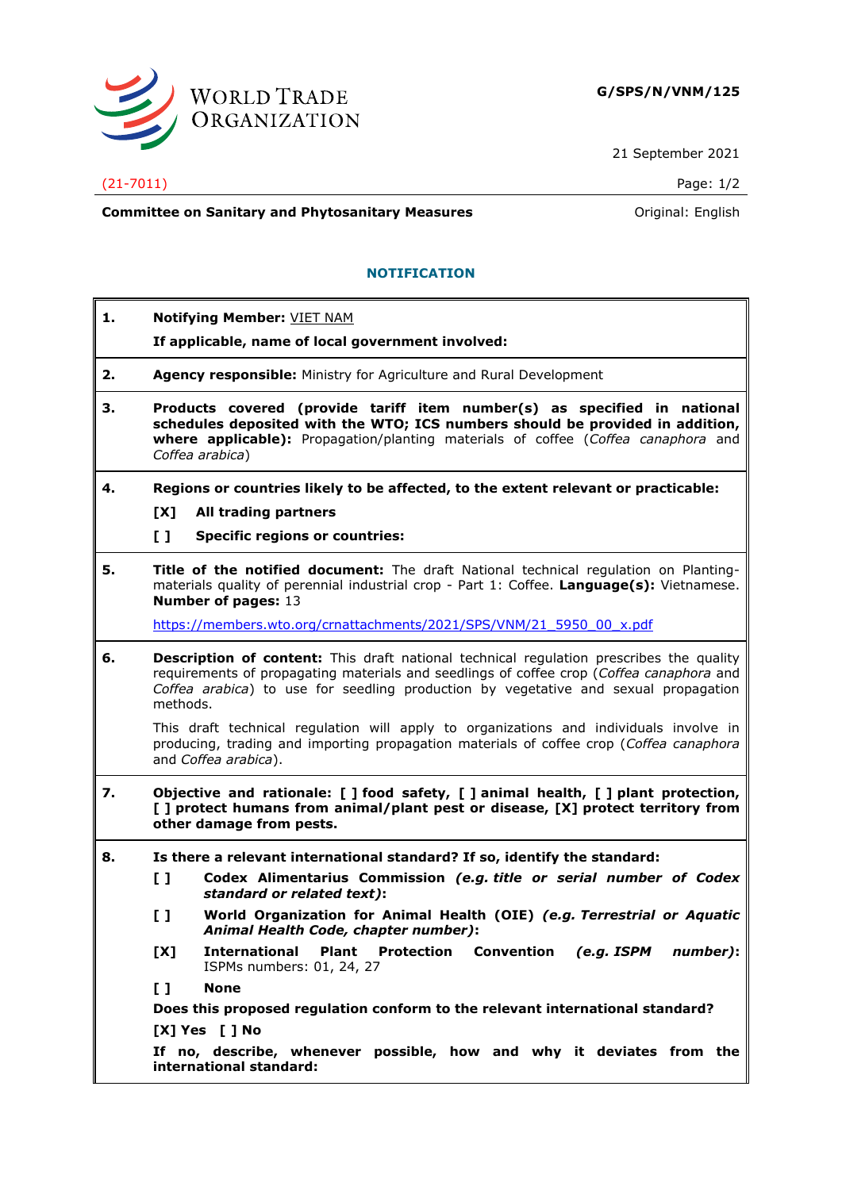WORLD TRADE ORGANIZATION

**G/SPS/N/VNM/125**

21 September 2021

(21-7011)

**Committee on Sanitary and Phytosanitary Measures**

Original: English

## NOTIFICATION

**1. Notifying Member:** VIET NAM

**If applicable, name of local government involved:**

**2. Agency responsible:** Ministry for Agriculture and Rural Development

**3. Products covered (provide tariff item number(s) as specified in national schedules deposited with the WTO; ICS numbers should be provided in addition, where applicable):** Propagation/planting materials of coffee (*Coffea canaphora* and *Coffea arabica*)

**4. Regions or countries likely to be affected, to the extent relevant or practicable:**

**[X] All trading partners**

**[ ] Specific regions or countries:**

**5. Title of the notified document:** The draft National technical regulation on Planting-materials quality of perennial industrial crop - Part 1: Coffee. **Language(s):** Vietnamese. **Number of pages:** 13

https://members.wto.org/crnattachments/2021/SPS/VNM/21_5950_00_x.pdf

**6. Description of content:** This draft national technical regulation prescribes the quality requirements of propagating materials and seedlings of coffee crop (*Coffea canaphora* and *Coffea arabica*) to use for seedling production by vegetative and sexual propagation methods.

This draft technical regulation will apply to organizations and individuals involve in producing, trading and importing propagation materials of coffee crop (*Coffea canaphora* and *Coffea arabica*).

**7. Objective and rationale: [ ] food safety, [ ] animal health, [ ] plant protection, [ ] protect humans from animal/plant pest or disease, [X] protect territory from other damage from pests.**

**8. Is there a relevant international standard? If so, identify the standard:**

**[ ] Codex Alimentarius Commission *(e.g. title or serial number of Codex standard or related text)*:**

**[ ] World Organization for Animal Health (OIE) *(e.g. Terrestrial or Aquatic Animal Health Code, chapter number)*:**

**[X] International Plant Protection Convention *(e.g. ISPM number)*:** ISPMs numbers: 01, 24, 27

**[ ] None**

**Does this proposed regulation conform to the relevant international standard?**

**[X] Yes [ ] No**

**If no, describe, whenever possible, how and why it deviates from the international standard:**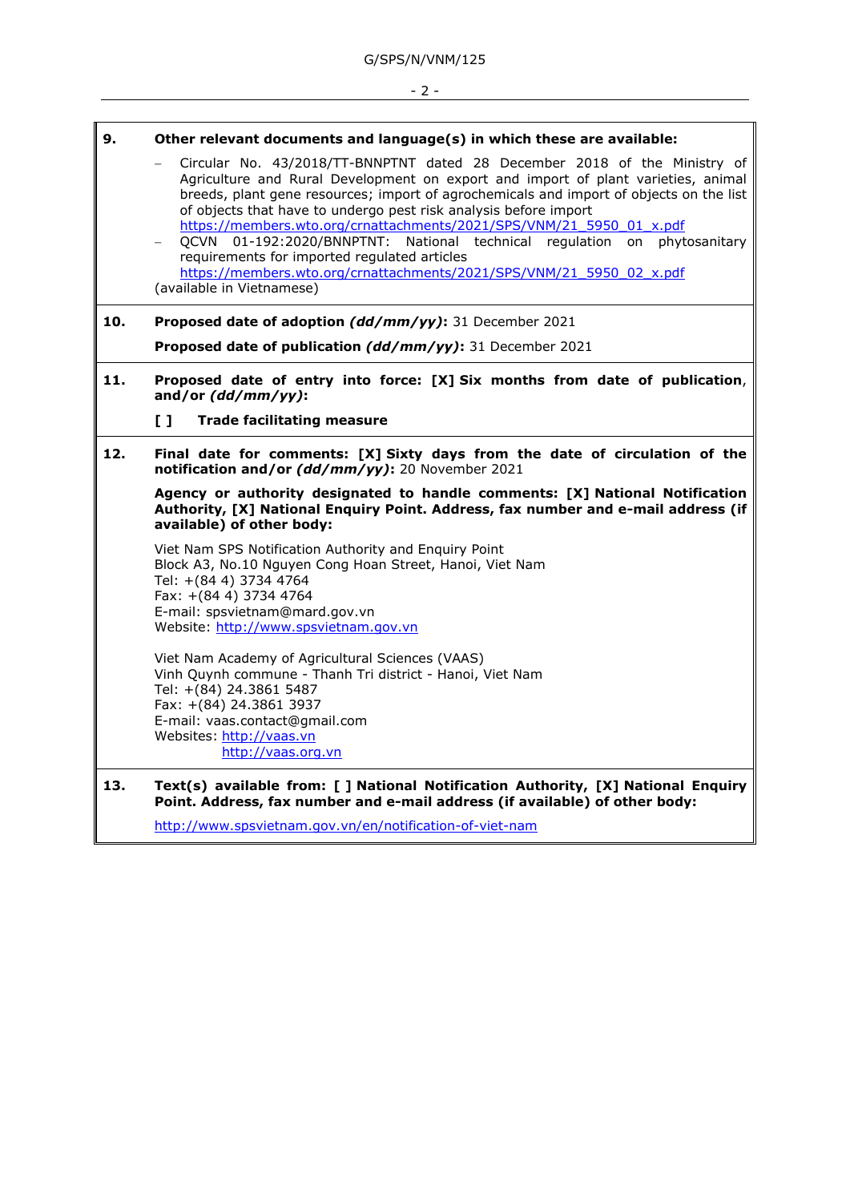**9. Other relevant documents and language(s) in which these are available:**

- Circular No. 43/2018/TT-BNNPTNT dated 28 December 2018 of the Ministry of Agriculture and Rural Development on export and import of plant varieties, animal breeds, plant gene resources; import of agrochemicals and import of objects on the list of objects that have to undergo pest risk analysis before import
https://members.wto.org/crnattachments/2021/SPS/VNM/21_5950_01_x.pdf
- QCVN 01-192:2020/BNNPTNT: National technical regulation on phytosanitary requirements for imported regulated articles
https://members.wto.org/crnattachments/2021/SPS/VNM/21_5950_02_x.pdf

(available in Vietnamese)

**10. Proposed date of adoption *(dd/mm/yy)*:** 31 December 2021

**Proposed date of publication *(dd/mm/yy)*:** 31 December 2021

**11. Proposed date of entry into force: [X] Six months from date of publication, and/or *(dd/mm/yy)*:**

**[ ] Trade facilitating measure**

**12. Final date for comments: [X] Sixty days from the date of circulation of the notification and/or *(dd/mm/yy)*:** 20 November 2021

**Agency or authority designated to handle comments: [X] National Notification Authority, [X] National Enquiry Point. Address, fax number and e-mail address (if available) of other body:**

Viet Nam SPS Notification Authority and Enquiry Point
Block A3, No.10 Nguyen Cong Hoan Street, Hanoi, Viet Nam
Tel: +(84 4) 3734 4764
Fax: +(84 4) 3734 4764
E-mail: spsvietnam@mard.gov.vn
Website: http://www.spsvietnam.gov.vn

Viet Nam Academy of Agricultural Sciences (VAAS)
Vinh Quynh commune - Thanh Tri district - Hanoi, Viet Nam
Tel: +(84) 24.3861 5487
Fax: +(84) 24.3861 3937
E-mail: vaas.contact@gmail.com
Websites: http://vaas.vn
http://vaas.org.vn

**13. Text(s) available from: [ ] National Notification Authority, [X] National Enquiry Point. Address, fax number and e-mail address (if available) of other body:**

http://www.spsvietnam.gov.vn/en/notification-of-viet-nam